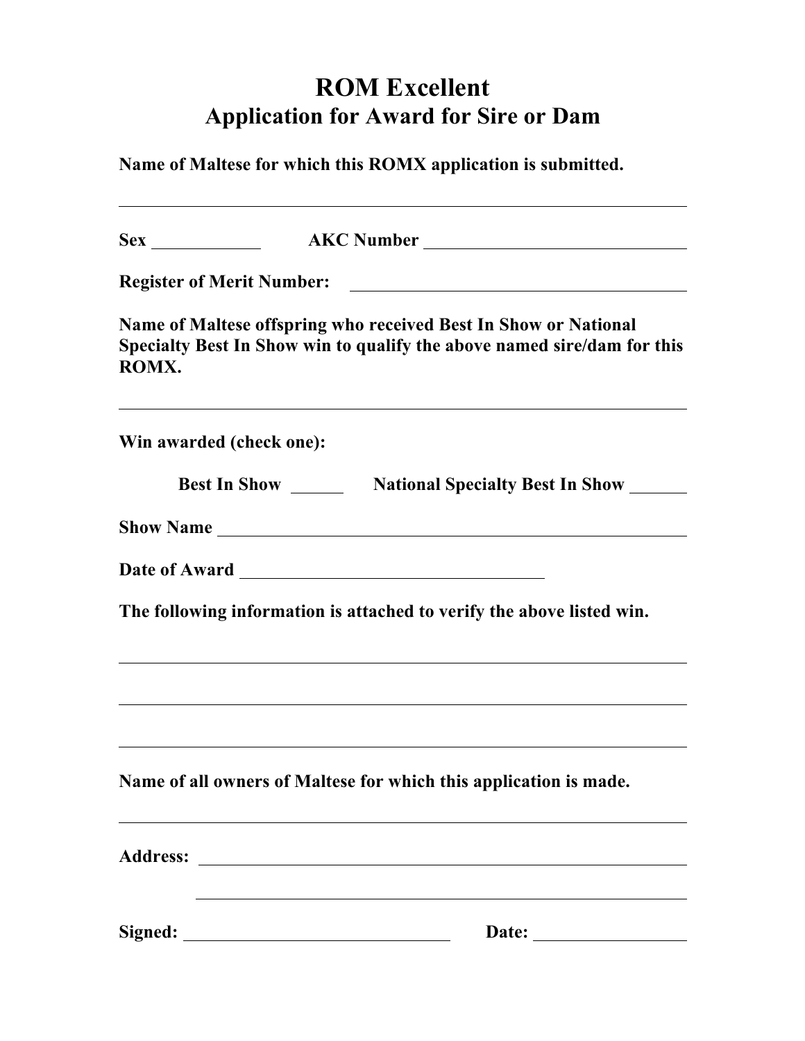# ROM Excellent
## Application for Award for Sire or Dam

**Name of Maltese for which this ROMX application is submitted.**

______________________________________________________________

**Sex** ____________ **AKC Number** ______________________________

**Register of Merit Number:** ______________________________________

**Name of Maltese offspring who received Best In Show or National Specialty Best In Show win to qualify the above named sire/dam for this ROMX.**

______________________________________________________________

**Win awarded (check one):**

**Best In Show** ______ **National Specialty Best In Show** ______

**Show Name** ______________________________________________

**Date of Award** ______________________________

**The following information is attached to verify the above listed win.**

______________________________________________________________

______________________________________________________________

______________________________________________________________

**Name of all owners of Maltese for which this application is made.**

______________________________________________________________

**Address:** _________________________________________________

_________________________________________________

**Signed:** ______________________________ **Date:** _______________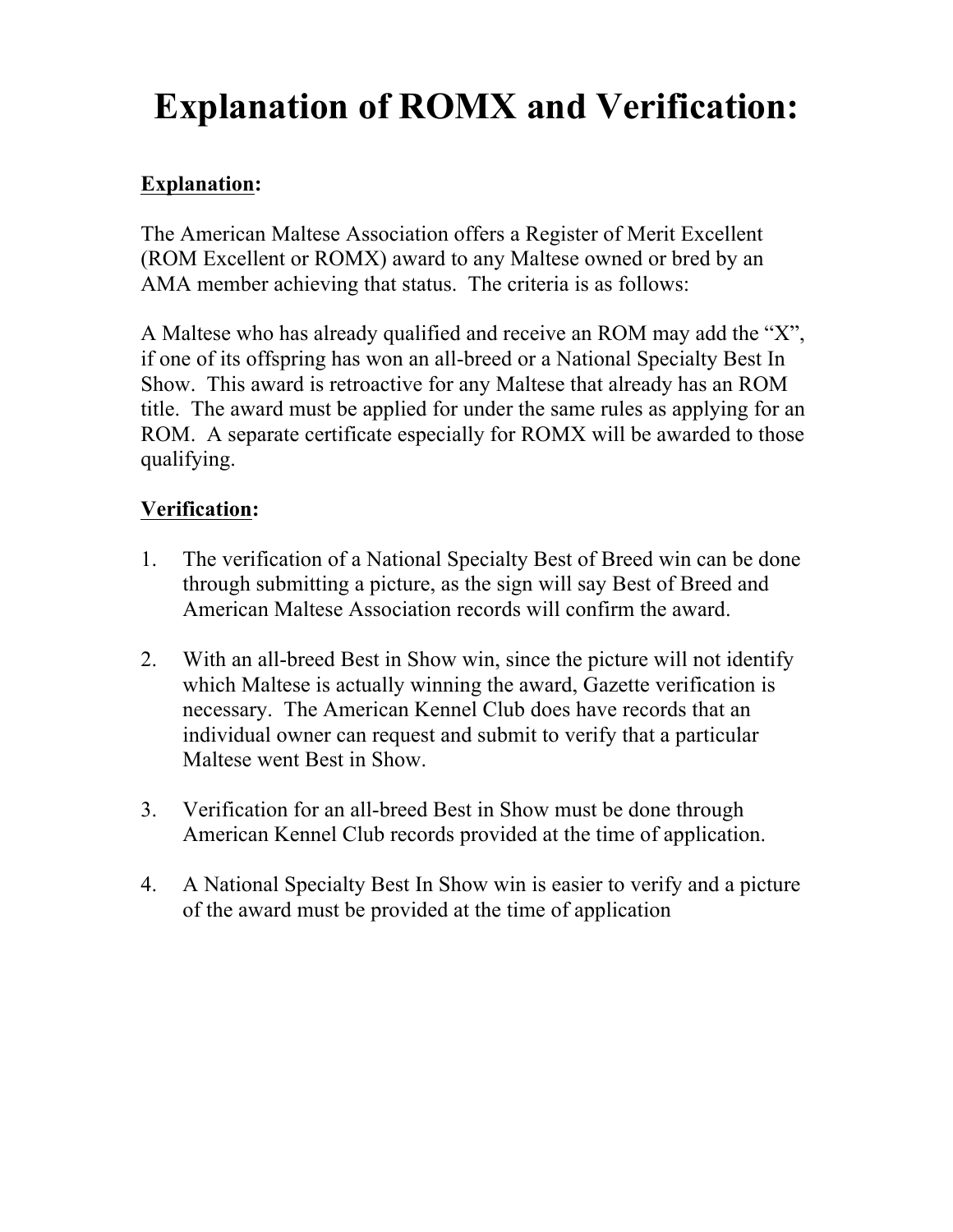# Explanation of ROMX and Verification:

**Explanation:**

The American Maltese Association offers a Register of Merit Excellent (ROM Excellent or ROMX) award to any Maltese owned or bred by an AMA member achieving that status. The criteria is as follows:

A Maltese who has already qualified and receive an ROM may add the “X”, if one of its offspring has won an all-breed or a National Specialty Best In Show. This award is retroactive for any Maltese that already has an ROM title. The award must be applied for under the same rules as applying for an ROM. A separate certificate especially for ROMX will be awarded to those qualifying.

**Verification:**

1. The verification of a National Specialty Best of Breed win can be done through submitting a picture, as the sign will say Best of Breed and American Maltese Association records will confirm the award.

2. With an all-breed Best in Show win, since the picture will not identify which Maltese is actually winning the award, Gazette verification is necessary. The American Kennel Club does have records that an individual owner can request and submit to verify that a particular Maltese went Best in Show.

3. Verification for an all-breed Best in Show must be done through American Kennel Club records provided at the time of application.

4. A National Specialty Best In Show win is easier to verify and a picture of the award must be provided at the time of application